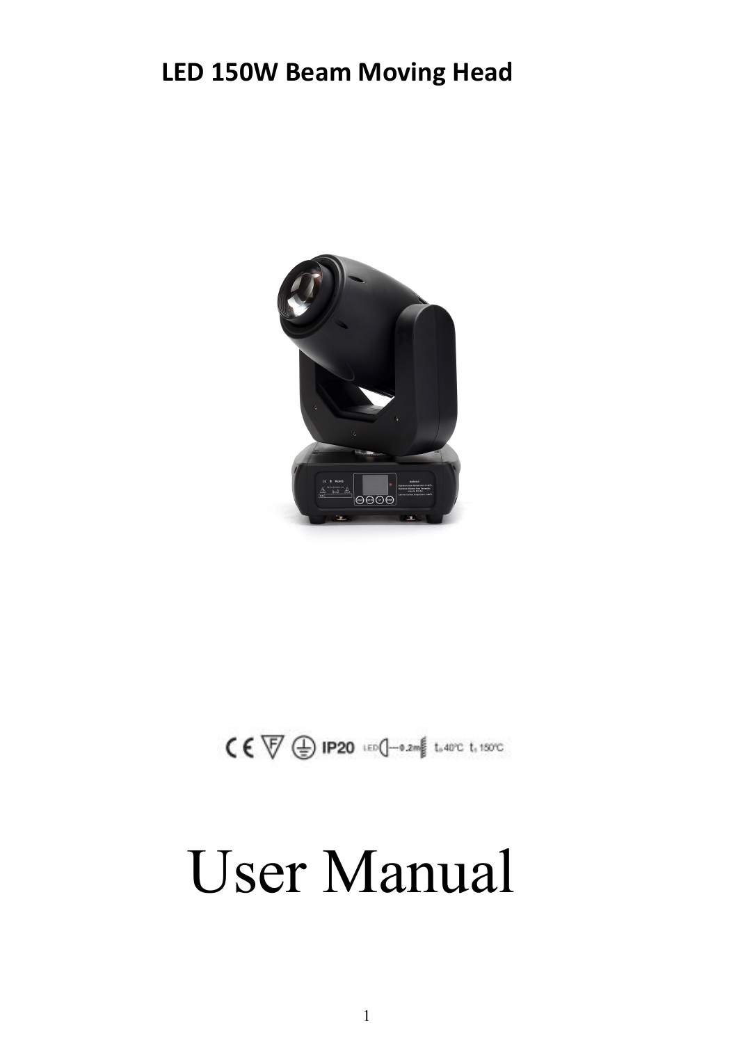# LED 150W Beam Moving Head

CE IP20 LED 0.2m $t_a$ 40°C $t_c$ 150°C

# User Manual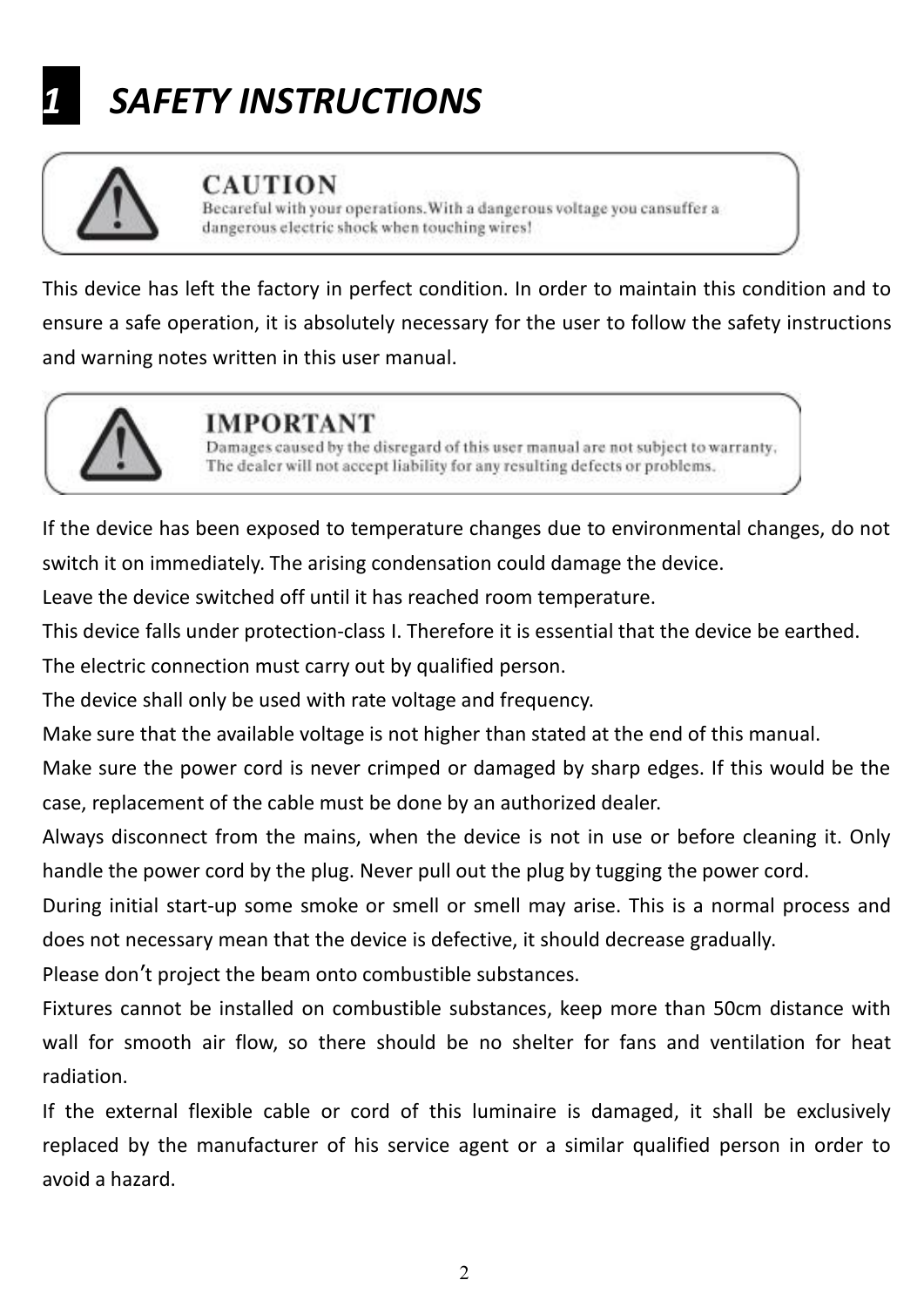# 1 SAFETY INSTRUCTIONS

**CAUTION**
Becareful with your operations.With a dangerous voltage you cansuffer a dangerous electric shock when touching wires!

This device has left the factory in perfect condition. In order to maintain this condition and to ensure a safe operation, it is absolutely necessary for the user to follow the safety instructions and warning notes written in this user manual.

**IMPORTANT**
Damages caused by the disregard of this user manual are not subject to warranty. The dealer will not accept liability for any resulting defects or problems.

If the device has been exposed to temperature changes due to environmental changes, do not switch it on immediately. The arising condensation could damage the device.
Leave the device switched off until it has reached room temperature.
This device falls under protection-class I. Therefore it is essential that the device be earthed.
The electric connection must carry out by qualified person.
The device shall only be used with rate voltage and frequency.
Make sure that the available voltage is not higher than stated at the end of this manual.
Make sure the power cord is never crimped or damaged by sharp edges. If this would be the case, replacement of the cable must be done by an authorized dealer.
Always disconnect from the mains, when the device is not in use or before cleaning it. Only handle the power cord by the plug. Never pull out the plug by tugging the power cord.
During initial start-up some smoke or smell or smell may arise. This is a normal process and does not necessary mean that the device is defective, it should decrease gradually.
Please don’t project the beam onto combustible substances.
Fixtures cannot be installed on combustible substances, keep more than 50cm distance with wall for smooth air flow, so there should be no shelter for fans and ventilation for heat radiation.
If the external flexible cable or cord of this luminaire is damaged, it shall be exclusively replaced by the manufacturer of his service agent or a similar qualified person in order to avoid a hazard.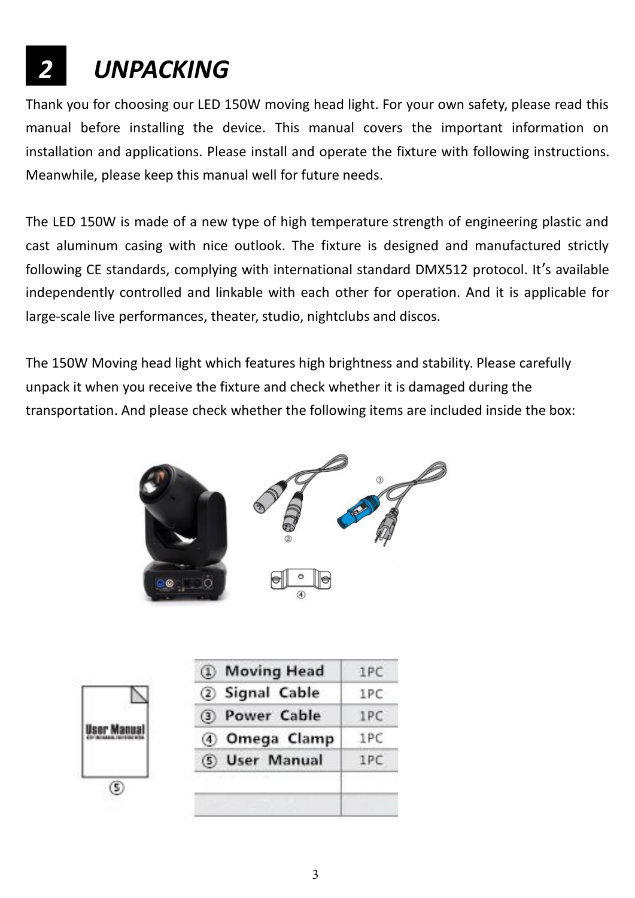# 2 UNPACKING

Thank you for choosing our LED 150W moving head light. For your own safety, please read this manual before installing the device. This manual covers the important information on installation and applications. Please install and operate the fixture with following instructions. Meanwhile, please keep this manual well for future needs.

The LED 150W is made of a new type of high temperature strength of engineering plastic and cast aluminum casing with nice outlook. The fixture is designed and manufactured strictly following CE standards, complying with international standard DMX512 protocol. It's available independently controlled and linkable with each other for operation. And it is applicable for large-scale live performances, theater, studio, nightclubs and discos.

The 150W Moving head light which features high brightness and stability. Please carefully unpack it when you receive the fixture and check whether it is damaged during the transportation. And please check whether the following items are included inside the box:

| Item | Qty |
|---|---|
| ① Moving Head | 1PC |
| ② Signal Cable | 1PC |
| ③ Power Cable | 1PC |
| ④ Omega Clamp | 1PC |
| ⑤ User Manual | 1PC |
| | |
| | |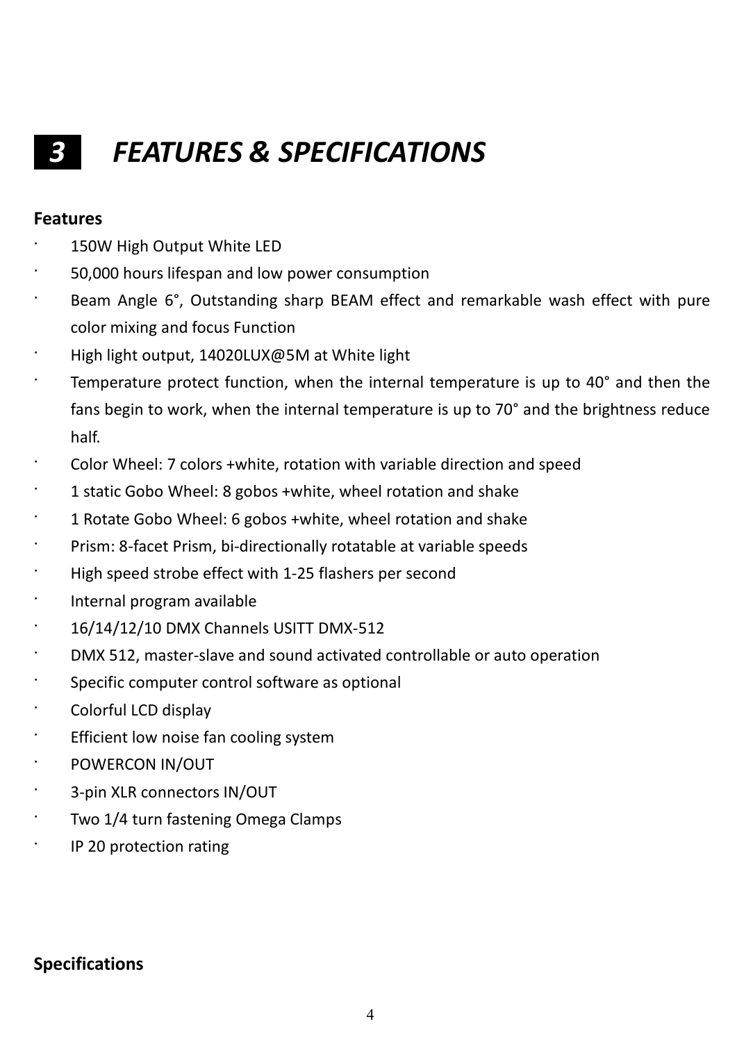# 3 FEATURES & SPECIFICATIONS

**Features**

- 150W High Output White LED
- 50,000 hours lifespan and low power consumption
- Beam Angle 6°, Outstanding sharp BEAM effect and remarkable wash effect with pure color mixing and focus Function
- High light output, 14020LUX@5M at White light
- Temperature protect function, when the internal temperature is up to 40° and then the fans begin to work, when the internal temperature is up to 70° and the brightness reduce half.
- Color Wheel: 7 colors +white, rotation with variable direction and speed
- 1 static Gobo Wheel: 8 gobos +white, wheel rotation and shake
- 1 Rotate Gobo Wheel: 6 gobos +white, wheel rotation and shake
- Prism: 8-facet Prism, bi-directionally rotatable at variable speeds
- High speed strobe effect with 1-25 flashers per second
- Internal program available
- 16/14/12/10 DMX Channels USITT DMX-512
- DMX 512, master-slave and sound activated controllable or auto operation
- Specific computer control software as optional
- Colorful LCD display
- Efficient low noise fan cooling system
- POWERCON IN/OUT
- 3-pin XLR connectors IN/OUT
- Two 1/4 turn fastening Omega Clamps
- IP 20 protection rating

**Specifications**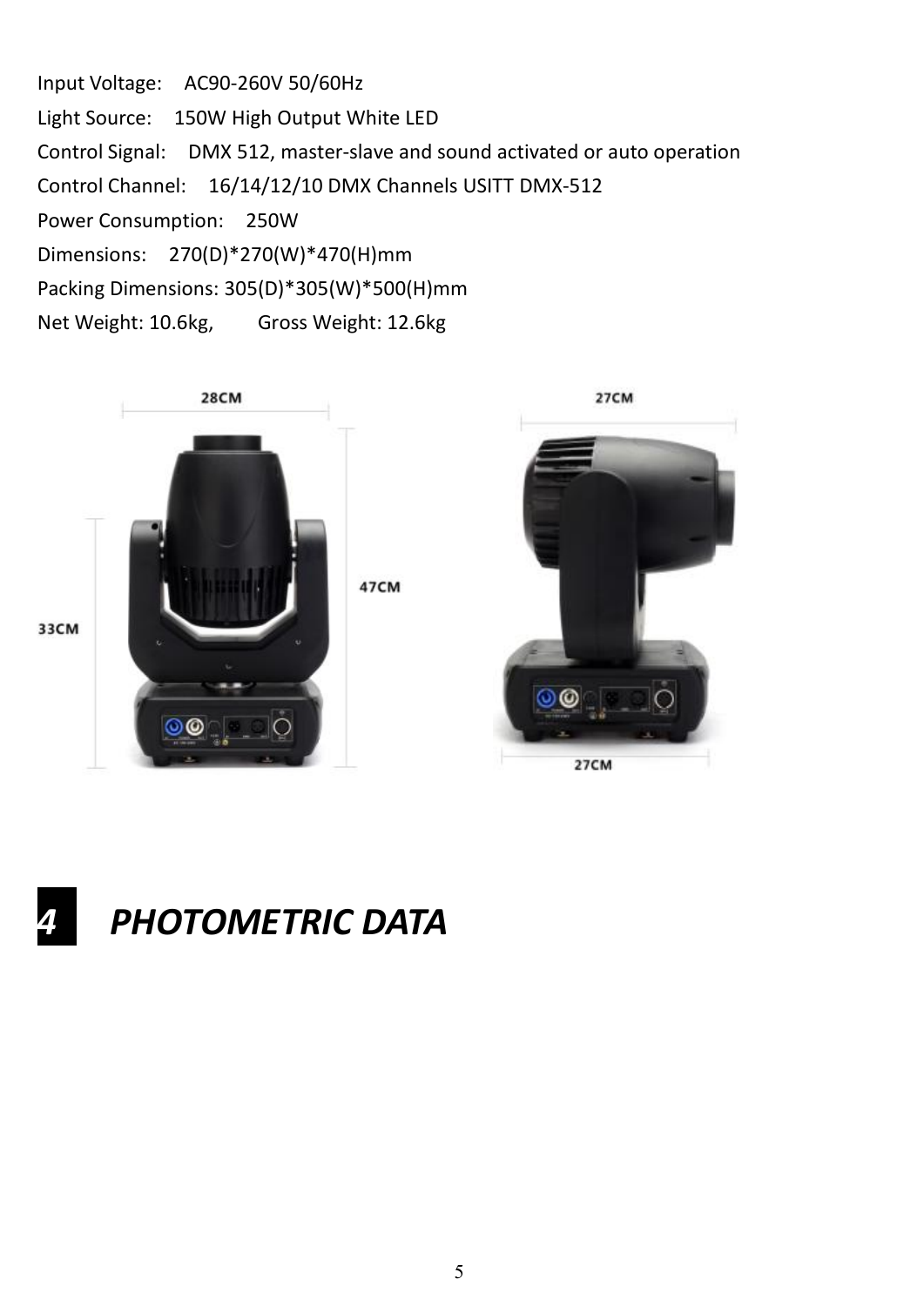Input Voltage: AC90-260V 50/60Hz

Light Source: 150W High Output White LED

Control Signal: DMX 512, master-slave and sound activated or auto operation

Control Channel: 16/14/12/10 DMX Channels USITT DMX-512

Power Consumption: 250W

Dimensions: 270(D)*270(W)*470(H)mm

Packing Dimensions: 305(D)*305(W)*500(H)mm

Net Weight: 10.6kg, Gross Weight: 12.6kg

# 4 PHOTOMETRIC DATA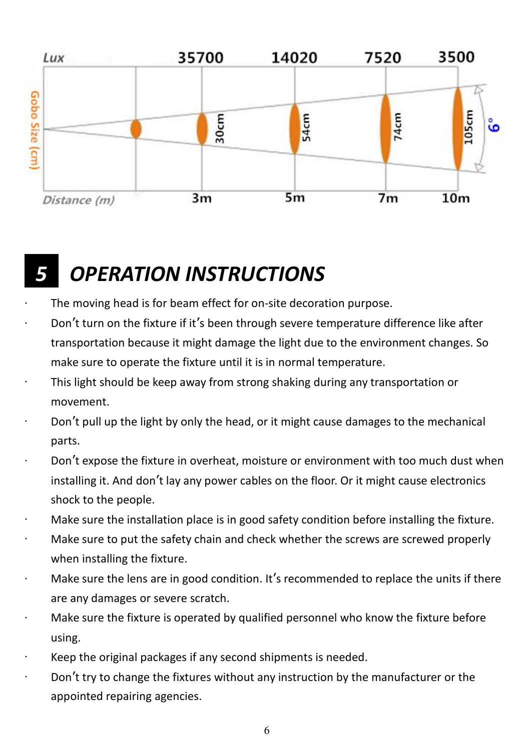| Distance (m) | 3m | 5m | 7m | 10m |
| --- | --- | --- | --- | --- |
| Lux | 35700 | 14020 | 7520 | 3500 |
| Gobo Size (cm) | 30cm | 54cm | 74cm | 105cm |

6°

# 5 OPERATION INSTRUCTIONS

- The moving head is for beam effect for on-site decoration purpose.
- Don't turn on the fixture if it's been through severe temperature difference like after transportation because it might damage the light due to the environment changes. So make sure to operate the fixture until it is in normal temperature.
- This light should be keep away from strong shaking during any transportation or movement.
- Don't pull up the light by only the head, or it might cause damages to the mechanical parts.
- Don't expose the fixture in overheat, moisture or environment with too much dust when installing it. And don't lay any power cables on the floor. Or it might cause electronics shock to the people.
- Make sure the installation place is in good safety condition before installing the fixture.
- Make sure to put the safety chain and check whether the screws are screwed properly when installing the fixture.
- Make sure the lens are in good condition. It's recommended to replace the units if there are any damages or severe scratch.
- Make sure the fixture is operated by qualified personnel who know the fixture before using.
- Keep the original packages if any second shipments is needed.
- Don't try to change the fixtures without any instruction by the manufacturer or the appointed repairing agencies.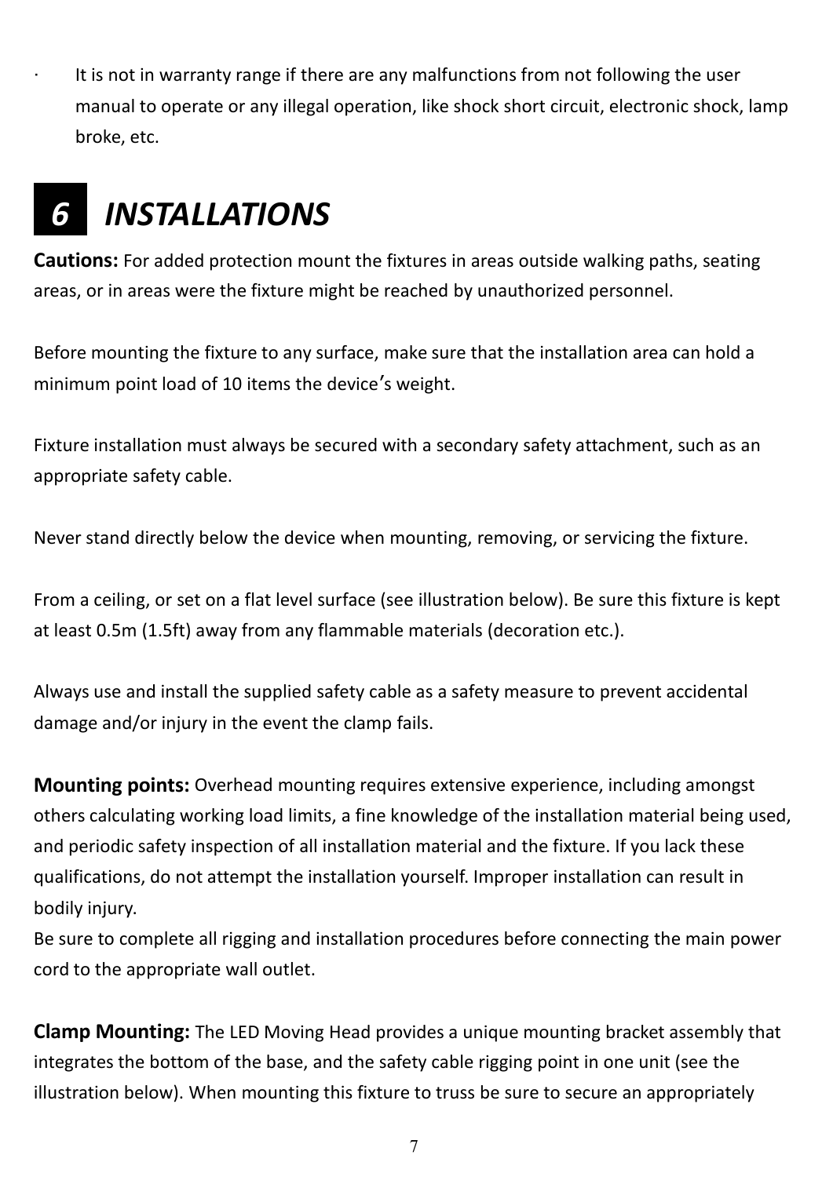- It is not in warranty range if there are any malfunctions from not following the user manual to operate or any illegal operation, like shock short circuit, electronic shock, lamp broke, etc.

# 6 *INSTALLATIONS*

**Cautions:** For added protection mount the fixtures in areas outside walking paths, seating areas, or in areas were the fixture might be reached by unauthorized personnel.

Before mounting the fixture to any surface, make sure that the installation area can hold a minimum point load of 10 items the device’s weight.

Fixture installation must always be secured with a secondary safety attachment, such as an appropriate safety cable.

Never stand directly below the device when mounting, removing, or servicing the fixture.

From a ceiling, or set on a flat level surface (see illustration below). Be sure this fixture is kept at least 0.5m (1.5ft) away from any flammable materials (decoration etc.).

Always use and install the supplied safety cable as a safety measure to prevent accidental damage and/or injury in the event the clamp fails.

**Mounting points:** Overhead mounting requires extensive experience, including amongst others calculating working load limits, a fine knowledge of the installation material being used, and periodic safety inspection of all installation material and the fixture. If you lack these qualifications, do not attempt the installation yourself. Improper installation can result in bodily injury.
Be sure to complete all rigging and installation procedures before connecting the main power cord to the appropriate wall outlet.

**Clamp Mounting:** The LED Moving Head provides a unique mounting bracket assembly that integrates the bottom of the base, and the safety cable rigging point in one unit (see the illustration below). When mounting this fixture to truss be sure to secure an appropriately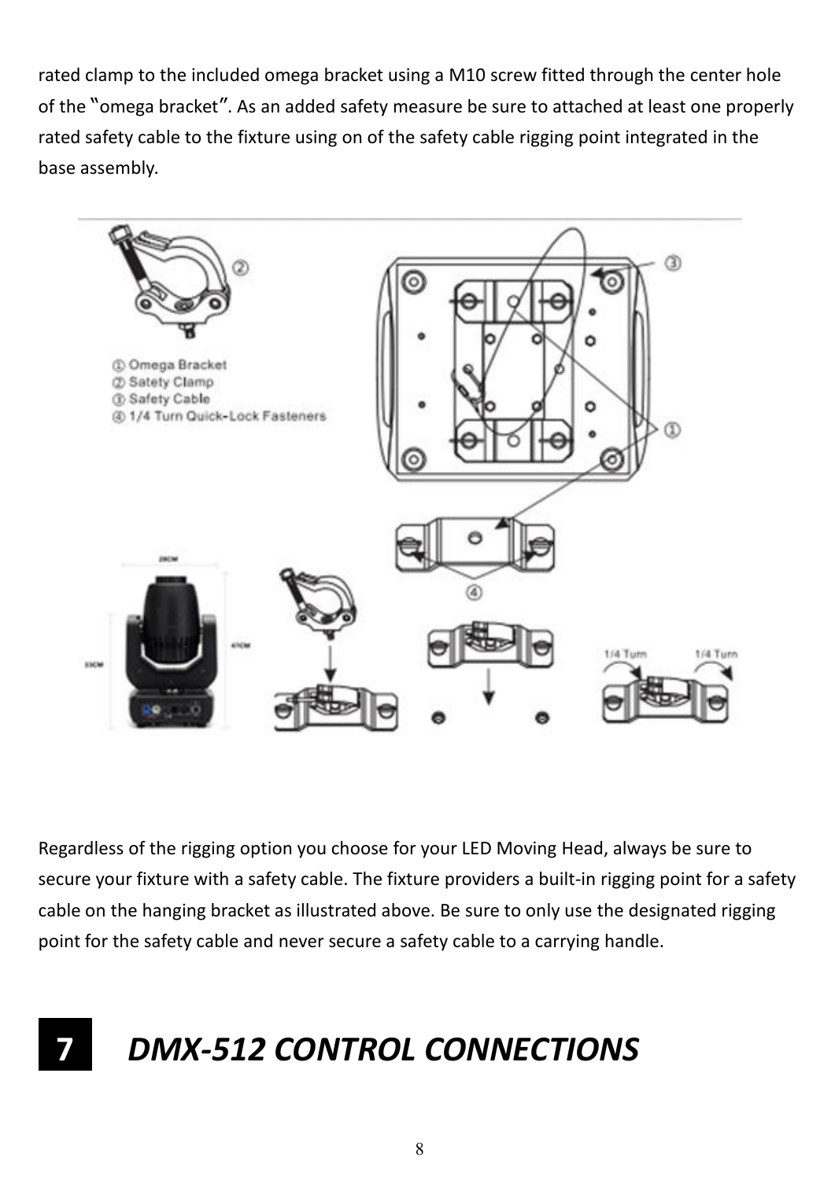rated clamp to the included omega bracket using a M10 screw fitted through the center hole of the "omega bracket". As an added safety measure be sure to attached at least one properly rated safety cable to the fixture using on of the safety cable rigging point integrated in the base assembly.

① Omega Bracket
② Satety Clamp
③ Safety Cable
④ 1/4 Turn Quick-Lock Fasteners

Regardless of the rigging option you choose for your LED Moving Head, always be sure to secure your fixture with a safety cable. The fixture providers a built-in rigging point for a safety cable on the hanging bracket as illustrated above. Be sure to only use the designated rigging point for the safety cable and never secure a safety cable to a carrying handle.

# 7 *DMX-512 CONTROL CONNECTIONS*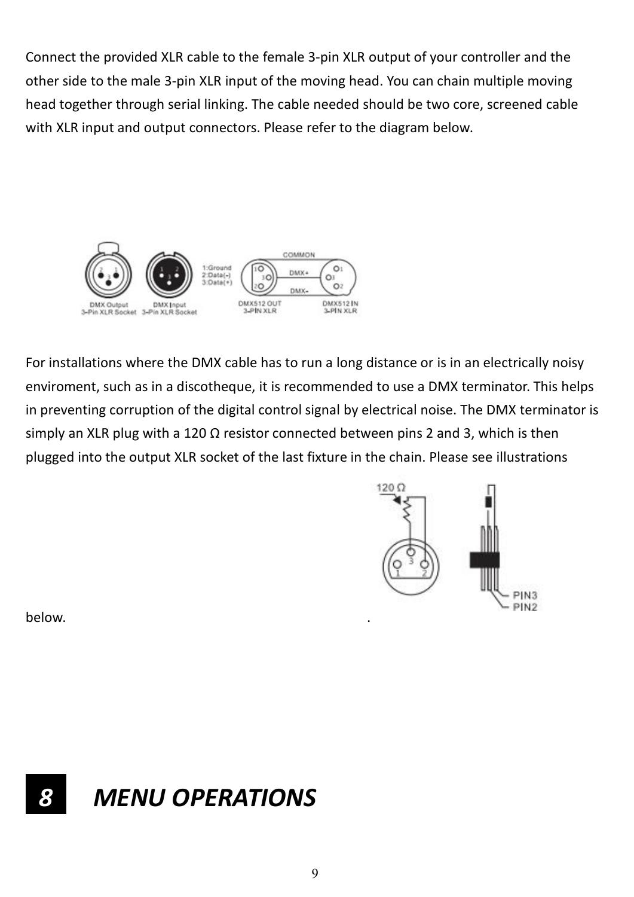Connect the provided XLR cable to the female 3-pin XLR output of your controller and the other side to the male 3-pin XLR input of the moving head. You can chain multiple moving head together through serial linking. The cable needed should be two core, screened cable with XLR input and output connectors. Please refer to the diagram below.

For installations where the DMX cable has to run a long distance or is in an electrically noisy enviroment, such as in a discotheque, it is recommended to use a DMX terminator. This helps in preventing corruption of the digital control signal by electrical noise. The DMX terminator is simply an XLR plug with a 120 Ω resistor connected between pins 2 and 3, which is then plugged into the output XLR socket of the last fixture in the chain. Please see illustrations below.

# 8 MENU OPERATIONS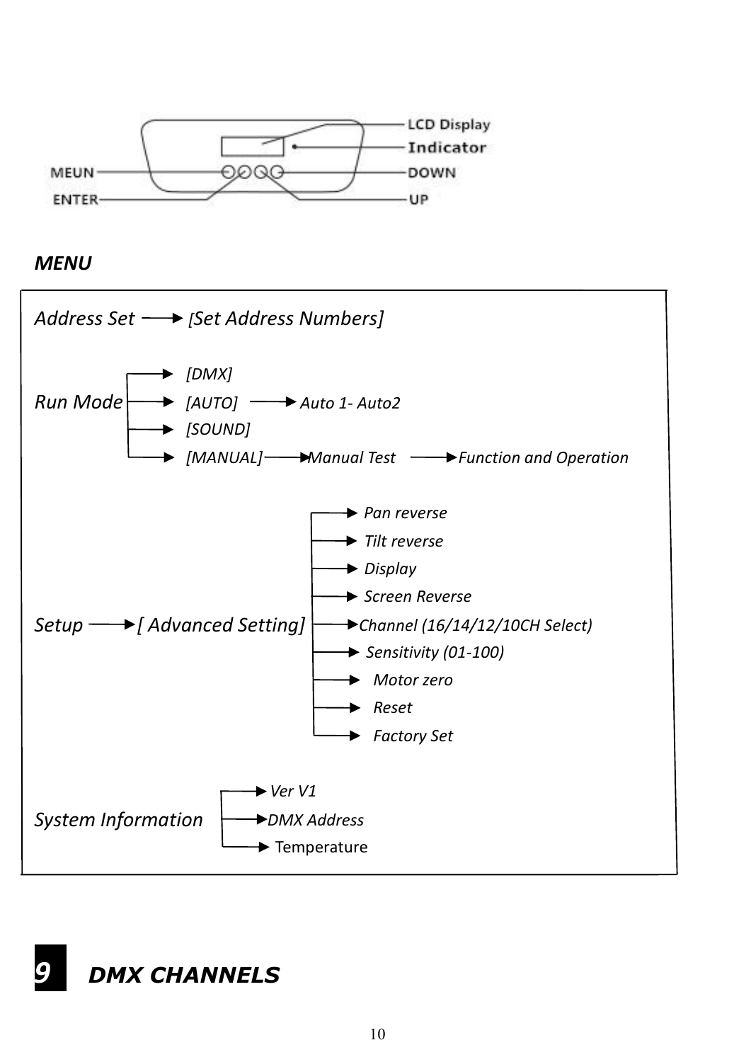LCD Display

Indicator

MEUN

DOWN

ENTER

UP

***MENU***

*Address Set* → *[Set Address Numbers]*

*Run Mode*
- → *[DMX]*
- → *[AUTO]* → *Auto 1- Auto2*
- → *[SOUND]*
- → *[MANUAL]* → *Manual Test* → *Function and Operation*

*Setup* → *[ Advanced Setting]*
- → *Pan reverse*
- → *Tilt reverse*
- → *Display*
- → *Screen Reverse*
- → *Channel (16/14/12/10CH Select)*
- → *Sensitivity (01-100)*
- → *Motor zero*
- → *Reset*
- → *Factory Set*

*System Information*
- → *Ver V1*
- → *DMX Address*
- → Temperature

# ***9 DMX CHANNELS***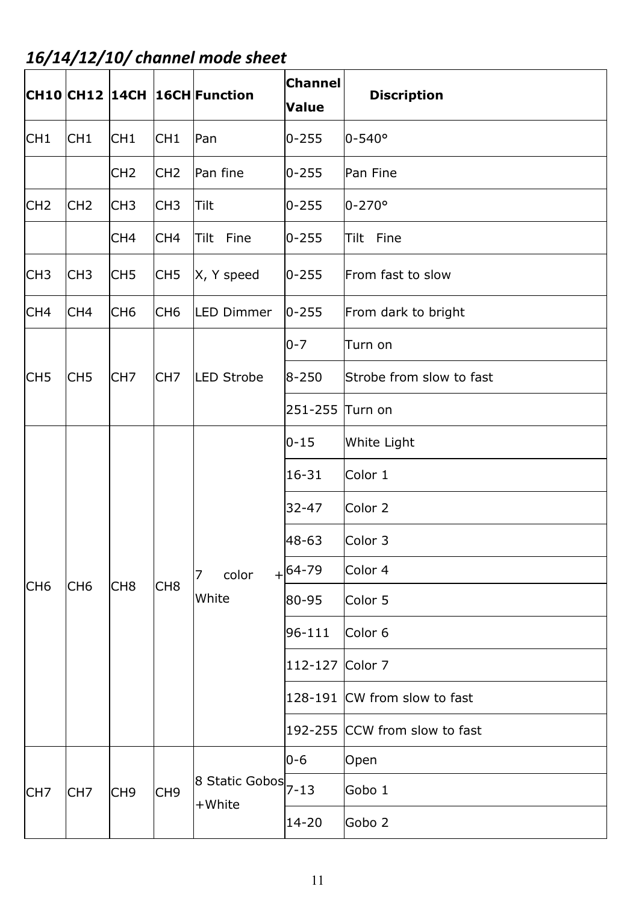## *16/14/12/10/ channel mode sheet*

| CH10 | CH12 | 14CH | 16CH | Function | Channel Value | Discription |
|---|---|---|---|---|---|---|
| CH1 | CH1 | CH1 | CH1 | Pan | 0-255 | 0-540° |
| | | CH2 | CH2 | Pan fine | 0-255 | Pan Fine |
| CH2 | CH2 | CH3 | CH3 | Tilt | 0-255 | 0-270° |
| | | CH4 | CH4 | Tilt Fine | 0-255 | Tilt Fine |
| CH3 | CH3 | CH5 | CH5 | X, Y speed | 0-255 | From fast to slow |
| CH4 | CH4 | CH6 | CH6 | LED Dimmer | 0-255 | From dark to bright |
| CH5 | CH5 | CH7 | CH7 | LED Strobe | 0-7 | Turn on |
| | | | | | 8-250 | Strobe from slow to fast |
| | | | | | 251-255 | Turn on |
| CH6 | CH6 | CH8 | CH8 | 7 color + White | 0-15 | White Light |
| | | | | | 16-31 | Color 1 |
| | | | | | 32-47 | Color 2 |
| | | | | | 48-63 | Color 3 |
| | | | | | 64-79 | Color 4 |
| | | | | | 80-95 | Color 5 |
| | | | | | 96-111 | Color 6 |
| | | | | | 112-127 | Color 7 |
| | | | | | 128-191 | CW from slow to fast |
| | | | | | 192-255 | CCW from slow to fast |
| CH7 | CH7 | CH9 | CH9 | 8 Static Gobos +White | 0-6 | Open |
| | | | | | 7-13 | Gobo 1 |
| | | | | | 14-20 | Gobo 2 |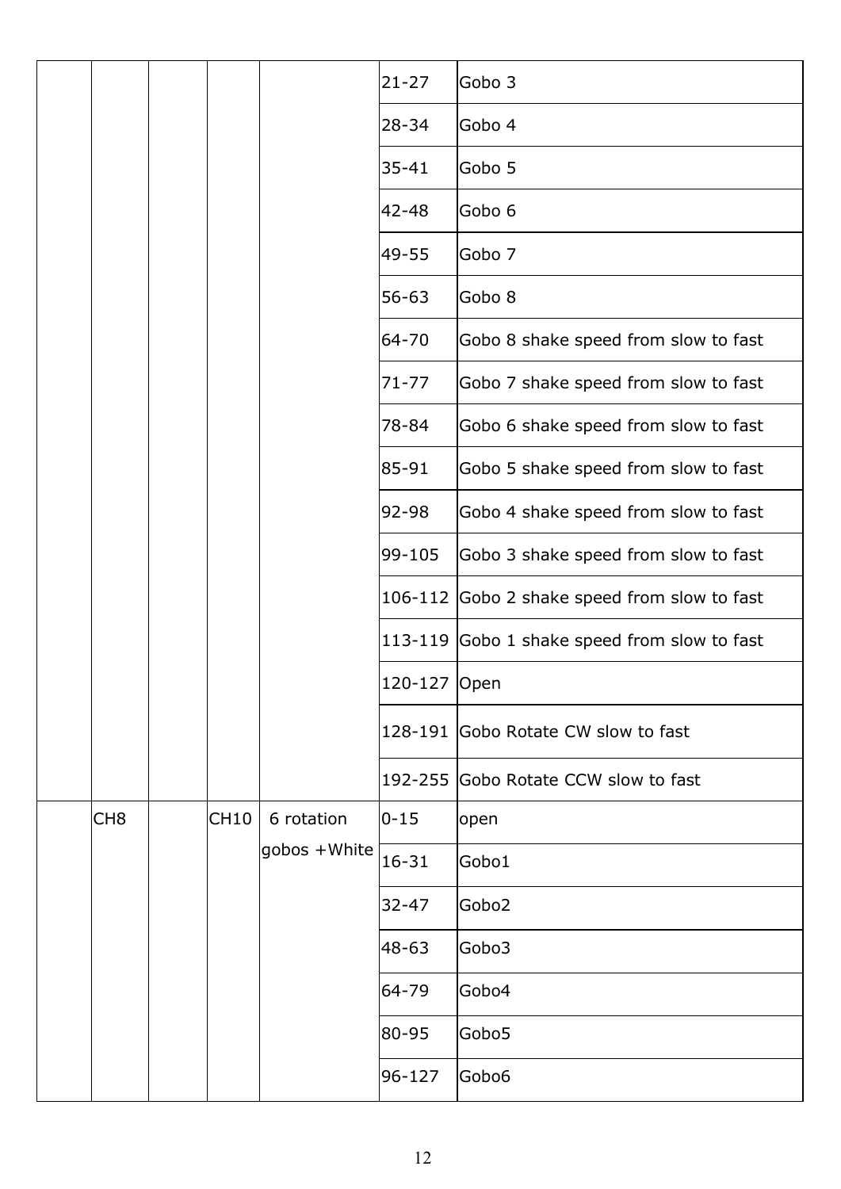| | | | | | | |
|---|---|---|---|---|---|---|
| | | | | | 21-27 | Gobo 3 |
| | | | | | 28-34 | Gobo 4 |
| | | | | | 35-41 | Gobo 5 |
| | | | | | 42-48 | Gobo 6 |
| | | | | | 49-55 | Gobo 7 |
| | | | | | 56-63 | Gobo 8 |
| | | | | | 64-70 | Gobo 8 shake speed from slow to fast |
| | | | | | 71-77 | Gobo 7 shake speed from slow to fast |
| | | | | | 78-84 | Gobo 6 shake speed from slow to fast |
| | | | | | 85-91 | Gobo 5 shake speed from slow to fast |
| | | | | | 92-98 | Gobo 4 shake speed from slow to fast |
| | | | | | 99-105 | Gobo 3 shake speed from slow to fast |
| | | | | | 106-112 | Gobo 2 shake speed from slow to fast |
| | | | | | 113-119 | Gobo 1 shake speed from slow to fast |
| | | | | | 120-127 | Open |
| | | | | | 128-191 | Gobo Rotate CW slow to fast |
| | | | | | 192-255 | Gobo Rotate CCW slow to fast |
| | CH8 | | CH10 | 6 rotation gobos +White | 0-15 | open |
| | | | | | 16-31 | Gobo1 |
| | | | | | 32-47 | Gobo2 |
| | | | | | 48-63 | Gobo3 |
| | | | | | 64-79 | Gobo4 |
| | | | | | 80-95 | Gobo5 |
| | | | | | 96-127 | Gobo6 |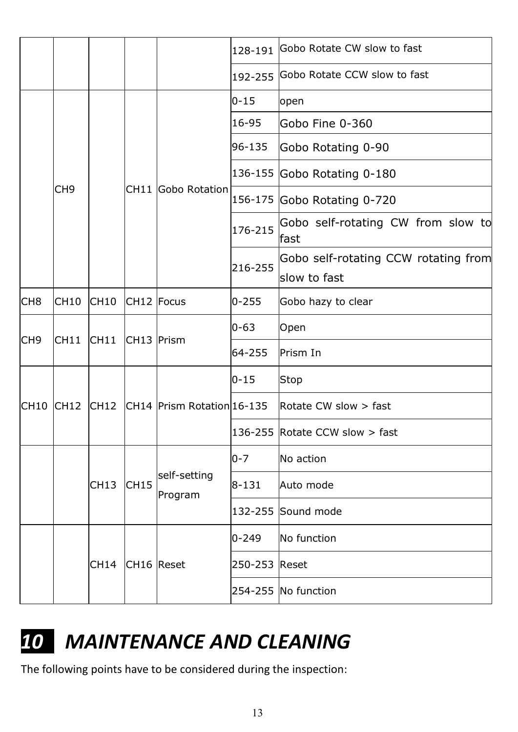|  |  |  |  |  | 128-191 | Gobo Rotate CW slow to fast |
|---|---|---|---|---|---|---|
|  |  |  |  |  | 192-255 | Gobo Rotate CCW slow to fast |
|  | CH9 |  | CH11 | Gobo Rotation | 0-15 | open |
|  |  |  |  |  | 16-95 | Gobo Fine 0-360 |
|  |  |  |  |  | 96-135 | Gobo Rotating 0-90 |
|  |  |  |  |  | 136-155 | Gobo Rotating 0-180 |
|  |  |  |  |  | 156-175 | Gobo Rotating 0-720 |
|  |  |  |  |  | 176-215 | Gobo self-rotating CW from slow to fast |
|  |  |  |  |  | 216-255 | Gobo self-rotating CCW rotating from slow to fast |
| CH8 | CH10 | CH10 | CH12 | Focus | 0-255 | Gobo hazy to clear |
| CH9 | CH11 | CH11 | CH13 | Prism | 0-63 | Open |
|  |  |  |  |  | 64-255 | Prism In |
| CH10 | CH12 | CH12 | CH14 | Prism Rotation | 0-15 | Stop |
|  |  |  |  |  | 16-135 | Rotate CW slow > fast |
|  |  |  |  |  | 136-255 | Rotate CCW slow > fast |
|  |  | CH13 | CH15 | self-setting Program | 0-7 | No action |
|  |  |  |  |  | 8-131 | Auto mode |
|  |  |  |  |  | 132-255 | Sound mode |
|  |  | CH14 | CH16 | Reset | 0-249 | No function |
|  |  |  |  |  | 250-253 | Reset |
|  |  |  |  |  | 254-255 | No function |

# 10 MAINTENANCE AND CLEANING

The following points have to be considered during the inspection: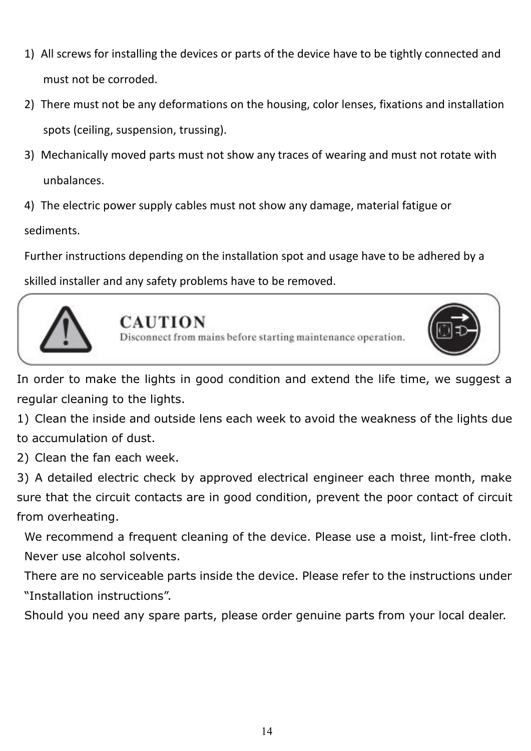1) All screws for installing the devices or parts of the device have to be tightly connected and must not be corroded.
2) There must not be any deformations on the housing, color lenses, fixations and installation spots (ceiling, suspension, trussing).
3) Mechanically moved parts must not show any traces of wearing and must not rotate with unbalances.
4) The electric power supply cables must not show any damage, material fatigue or sediments.

Further instructions depending on the installation spot and usage have to be adhered by a skilled installer and any safety problems have to be removed.

**CAUTION**
Disconnect from mains before starting maintenance operation.

In order to make the lights in good condition and extend the life time, we suggest a regular cleaning to the lights.

1) Clean the inside and outside lens each week to avoid the weakness of the lights due to accumulation of dust.
2) Clean the fan each week.
3) A detailed electric check by approved electrical engineer each three month, make sure that the circuit contacts are in good condition, prevent the poor contact of circuit from overheating.

We recommend a frequent cleaning of the device. Please use a moist, lint-free cloth. Never use alcohol solvents.

There are no serviceable parts inside the device. Please refer to the instructions under "Installation instructions".

Should you need any spare parts, please order genuine parts from your local dealer.